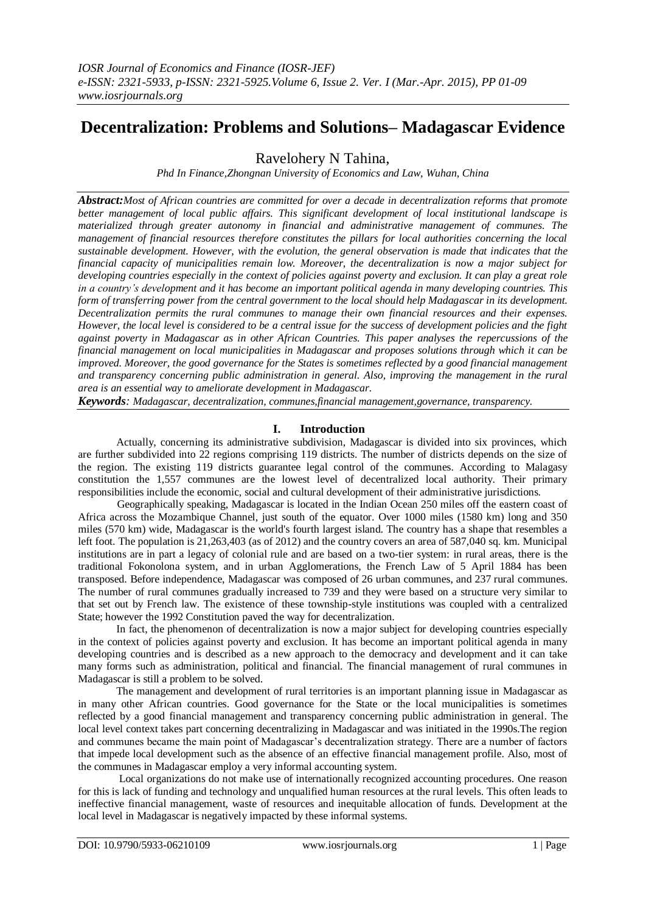# Decentralization: Problems and Solutions– Madagascar Evidence

Ravelohery N Tahina,

*Phd In Finance,Zhongnan University of Economics and Law, Wuhan, China*

***Abstract:*** *Most of African countries are committed for over a decade in decentralization reforms that promote better management of local public affairs. This significant development of local institutional landscape is materialized through greater autonomy in financial and administrative management of communes. The management of financial resources therefore constitutes the pillars for local authorities concerning the local sustainable development. However, with the evolution, the general observation is made that indicates that the financial capacity of municipalities remain low. Moreover, the decentralization is now a major subject for developing countries especially in the context of policies against poverty and exclusion. It can play a great role in a country's development and it has become an important political agenda in many developing countries. This form of transferring power from the central government to the local should help Madagascar in its development. Decentralization permits the rural communes to manage their own financial resources and their expenses. However, the local level is considered to be a central issue for the success of development policies and the fight against poverty in Madagascar as in other African Countries. This paper analyses the repercussions of the financial management on local municipalities in Madagascar and proposes solutions through which it can be improved. Moreover, the good governance for the States is sometimes reflected by a good financial management and transparency concerning public administration in general. Also, improving the management in the rural area is an essential way to ameliorate development in Madagascar.*

***Keywords****: Madagascar, decentralization, communes,financial management,governance, transparency.*

## I. Introduction

Actually, concerning its administrative subdivision, Madagascar is divided into six provinces, which are further subdivided into 22 regions comprising 119 districts. The number of districts depends on the size of the region. The existing 119 districts guarantee legal control of the communes. According to Malagasy constitution the 1,557 communes are the lowest level of decentralized local authority. Their primary responsibilities include the economic, social and cultural development of their administrative jurisdictions.

Geographically speaking, Madagascar is located in the Indian Ocean 250 miles off the eastern coast of Africa across the Mozambique Channel, just south of the equator. Over 1000 miles (1580 km) long and 350 miles (570 km) wide, Madagascar is the world's fourth largest island. The country has a shape that resembles a left foot. The population is 21,263,403 (as of 2012) and the country covers an area of 587,040 sq. km. Municipal institutions are in part a legacy of colonial rule and are based on a two-tier system: in rural areas, there is the traditional Fokonolona system, and in urban Agglomerations, the French Law of 5 April 1884 has been transposed. Before independence, Madagascar was composed of 26 urban communes, and 237 rural communes. The number of rural communes gradually increased to 739 and they were based on a structure very similar to that set out by French law. The existence of these township-style institutions was coupled with a centralized State; however the 1992 Constitution paved the way for decentralization.

In fact, the phenomenon of decentralization is now a major subject for developing countries especially in the context of policies against poverty and exclusion. It has become an important political agenda in many developing countries and is described as a new approach to the democracy and development and it can take many forms such as administration, political and financial. The financial management of rural communes in Madagascar is still a problem to be solved.

The management and development of rural territories is an important planning issue in Madagascar as in many other African countries. Good governance for the State or the local municipalities is sometimes reflected by a good financial management and transparency concerning public administration in general. The local level context takes part concerning decentralizing in Madagascar and was initiated in the 1990s.The region and communes became the main point of Madagascar's decentralization strategy. There are a number of factors that impede local development such as the absence of an effective financial management profile. Also, most of the communes in Madagascar employ a very informal accounting system.

Local organizations do not make use of internationally recognized accounting procedures. One reason for this is lack of funding and technology and unqualified human resources at the rural levels. This often leads to ineffective financial management, waste of resources and inequitable allocation of funds. Development at the local level in Madagascar is negatively impacted by these informal systems.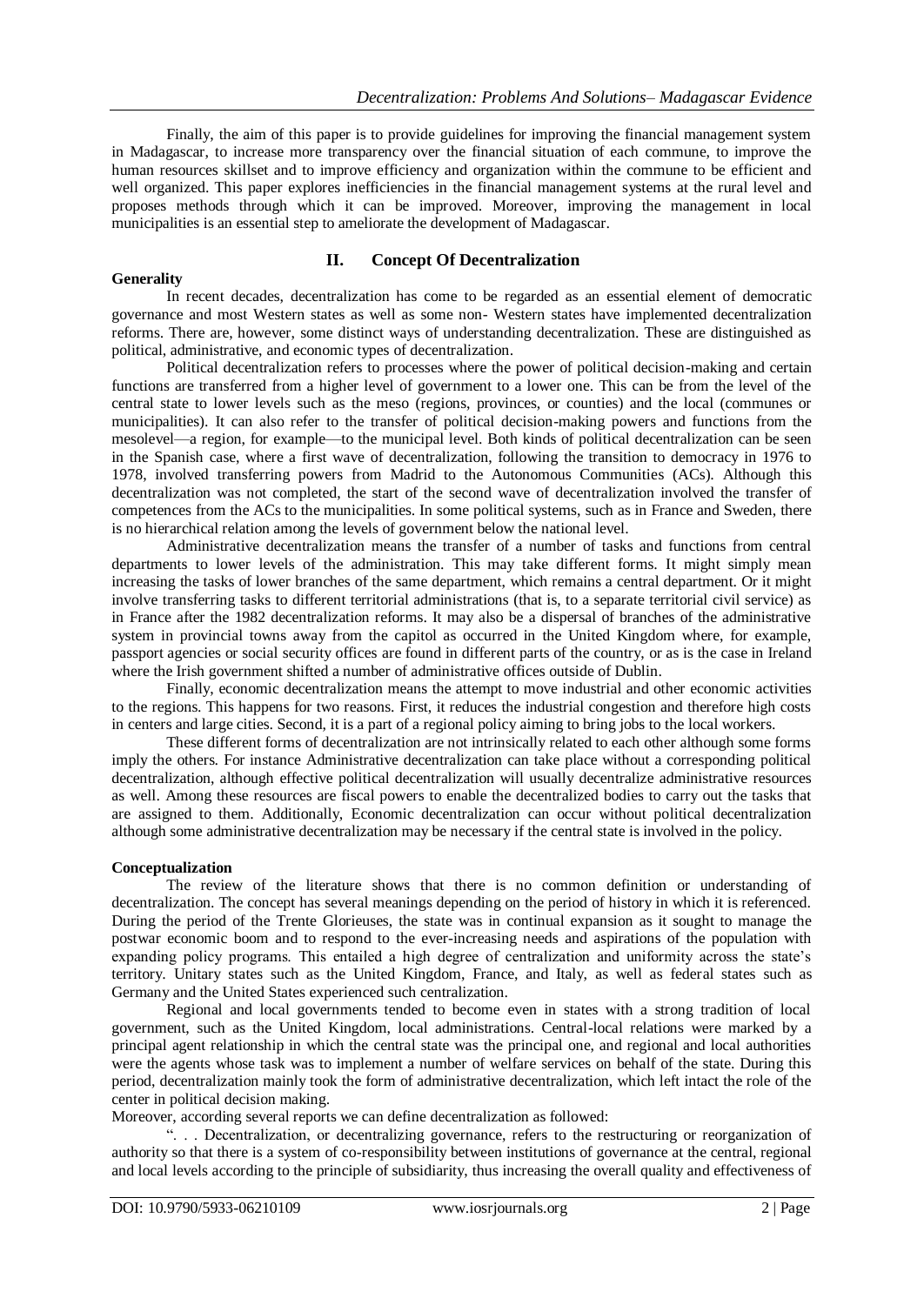Finally, the aim of this paper is to provide guidelines for improving the financial management system in Madagascar, to increase more transparency over the financial situation of each commune, to improve the human resources skillset and to improve efficiency and organization within the commune to be efficient and well organized. This paper explores inefficiencies in the financial management systems at the rural level and proposes methods through which it can be improved. Moreover, improving the management in local municipalities is an essential step to ameliorate the development of Madagascar.

## II. Concept Of Decentralization

### Generality

In recent decades, decentralization has come to be regarded as an essential element of democratic governance and most Western states as well as some non- Western states have implemented decentralization reforms. There are, however, some distinct ways of understanding decentralization. These are distinguished as political, administrative, and economic types of decentralization.

Political decentralization refers to processes where the power of political decision-making and certain functions are transferred from a higher level of government to a lower one. This can be from the level of the central state to lower levels such as the meso (regions, provinces, or counties) and the local (communes or municipalities). It can also refer to the transfer of political decision-making powers and functions from the mesolevel—a region, for example—to the municipal level. Both kinds of political decentralization can be seen in the Spanish case, where a first wave of decentralization, following the transition to democracy in 1976 to 1978, involved transferring powers from Madrid to the Autonomous Communities (ACs). Although this decentralization was not completed, the start of the second wave of decentralization involved the transfer of competences from the ACs to the municipalities. In some political systems, such as in France and Sweden, there is no hierarchical relation among the levels of government below the national level.

Administrative decentralization means the transfer of a number of tasks and functions from central departments to lower levels of the administration. This may take different forms. It might simply mean increasing the tasks of lower branches of the same department, which remains a central department. Or it might involve transferring tasks to different territorial administrations (that is, to a separate territorial civil service) as in France after the 1982 decentralization reforms. It may also be a dispersal of branches of the administrative system in provincial towns away from the capitol as occurred in the United Kingdom where, for example, passport agencies or social security offices are found in different parts of the country, or as is the case in Ireland where the Irish government shifted a number of administrative offices outside of Dublin.

Finally, economic decentralization means the attempt to move industrial and other economic activities to the regions. This happens for two reasons. First, it reduces the industrial congestion and therefore high costs in centers and large cities. Second, it is a part of a regional policy aiming to bring jobs to the local workers.

These different forms of decentralization are not intrinsically related to each other although some forms imply the others. For instance Administrative decentralization can take place without a corresponding political decentralization, although effective political decentralization will usually decentralize administrative resources as well. Among these resources are fiscal powers to enable the decentralized bodies to carry out the tasks that are assigned to them. Additionally, Economic decentralization can occur without political decentralization although some administrative decentralization may be necessary if the central state is involved in the policy.

### Conceptualization

The review of the literature shows that there is no common definition or understanding of decentralization. The concept has several meanings depending on the period of history in which it is referenced. During the period of the Trente Glorieuses, the state was in continual expansion as it sought to manage the postwar economic boom and to respond to the ever-increasing needs and aspirations of the population with expanding policy programs. This entailed a high degree of centralization and uniformity across the state's territory. Unitary states such as the United Kingdom, France, and Italy, as well as federal states such as Germany and the United States experienced such centralization.

Regional and local governments tended to become even in states with a strong tradition of local government, such as the United Kingdom, local administrations. Central-local relations were marked by a principal agent relationship in which the central state was the principal one, and regional and local authorities were the agents whose task was to implement a number of welfare services on behalf of the state. During this period, decentralization mainly took the form of administrative decentralization, which left intact the role of the center in political decision making.

Moreover, according several reports we can define decentralization as followed:

". . . Decentralization, or decentralizing governance, refers to the restructuring or reorganization of authority so that there is a system of co-responsibility between institutions of governance at the central, regional and local levels according to the principle of subsidiarity, thus increasing the overall quality and effectiveness of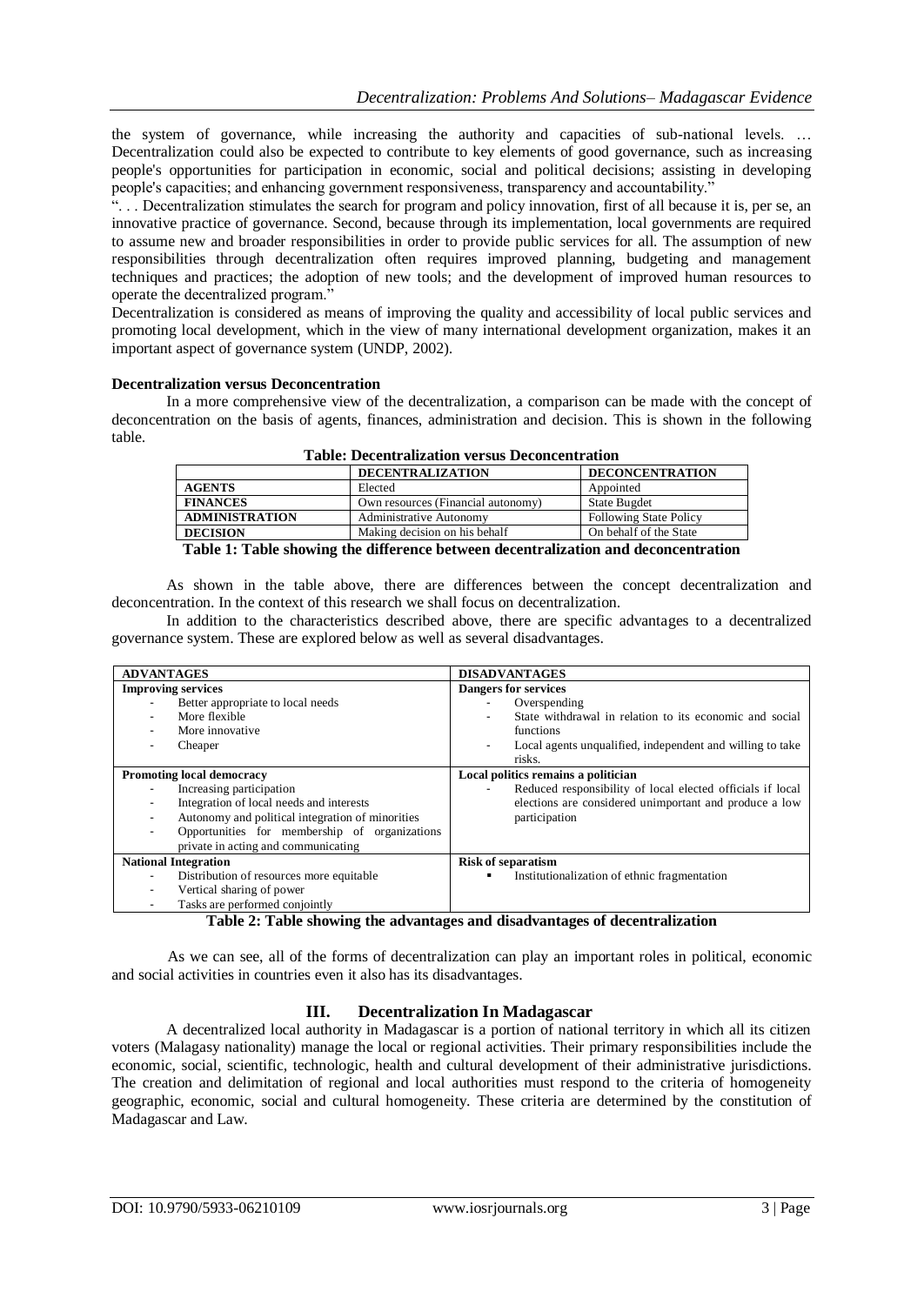the system of governance, while increasing the authority and capacities of sub-national levels. … Decentralization could also be expected to contribute to key elements of good governance, such as increasing people's opportunities for participation in economic, social and political decisions; assisting in developing people's capacities; and enhancing government responsiveness, transparency and accountability."

". . . Decentralization stimulates the search for program and policy innovation, first of all because it is, per se, an innovative practice of governance. Second, because through its implementation, local governments are required to assume new and broader responsibilities in order to provide public services for all. The assumption of new responsibilities through decentralization often requires improved planning, budgeting and management techniques and practices; the adoption of new tools; and the development of improved human resources to operate the decentralized program."

Decentralization is considered as means of improving the quality and accessibility of local public services and promoting local development, which in the view of many international development organization, makes it an important aspect of governance system (UNDP, 2002).

**Decentralization versus Deconcentration**

In a more comprehensive view of the decentralization, a comparison can be made with the concept of deconcentration on the basis of agents, finances, administration and decision. This is shown in the following table.

**Table: Decentralization versus Deconcentration**

| | **DECENTRALIZATION** | **DECONCENTRATION** |
|---|---|---|
| **AGENTS** | Elected | Appointed |
| **FINANCES** | Own resources (Financial autonomy) | State Bugdet |
| **ADMINISTRATION** | Administrative Autonomy | Following State Policy |
| **DECISION** | Making decision on his behalf | On behalf of the State |

**Table 1: Table showing the difference between decentralization and deconcentration**

As shown in the table above, there are differences between the concept decentralization and deconcentration. In the context of this research we shall focus on decentralization.

In addition to the characteristics described above, there are specific advantages to a decentralized governance system. These are explored below as well as several disadvantages.

| **ADVANTAGES** | **DISADVANTAGES** |
|---|---|
| **Improving services**<br>- Better appropriate to local needs<br>- More flexible<br>- More innovative<br>- Cheaper | **Dangers for services**<br>- Overspending<br>- State withdrawal in relation to its economic and social functions<br>- Local agents unqualified, independent and willing to take risks. |
| **Promoting local democracy**<br>- Increasing participation<br>- Integration of local needs and interests<br>- Autonomy and political integration of minorities<br>- Opportunities for membership of organizations private in acting and communicating | **Local politics remains a politician**<br>- Reduced responsibility of local elected officials if local elections are considered unimportant and produce a low participation |
| **National Integration**<br>- Distribution of resources more equitable<br>- Vertical sharing of power<br>- Tasks are performed conjointly | **Risk of separatism**<br>▪ Institutionalization of ethnic fragmentation |

**Table 2: Table showing the advantages and disadvantages of decentralization**

As we can see, all of the forms of decentralization can play an important roles in political, economic and social activities in countries even it also has its disadvantages.

## III. Decentralization In Madagascar

A decentralized local authority in Madagascar is a portion of national territory in which all its citizen voters (Malagasy nationality) manage the local or regional activities. Their primary responsibilities include the economic, social, scientific, technologic, health and cultural development of their administrative jurisdictions. The creation and delimitation of regional and local authorities must respond to the criteria of homogeneity geographic, economic, social and cultural homogeneity. These criteria are determined by the constitution of Madagascar and Law.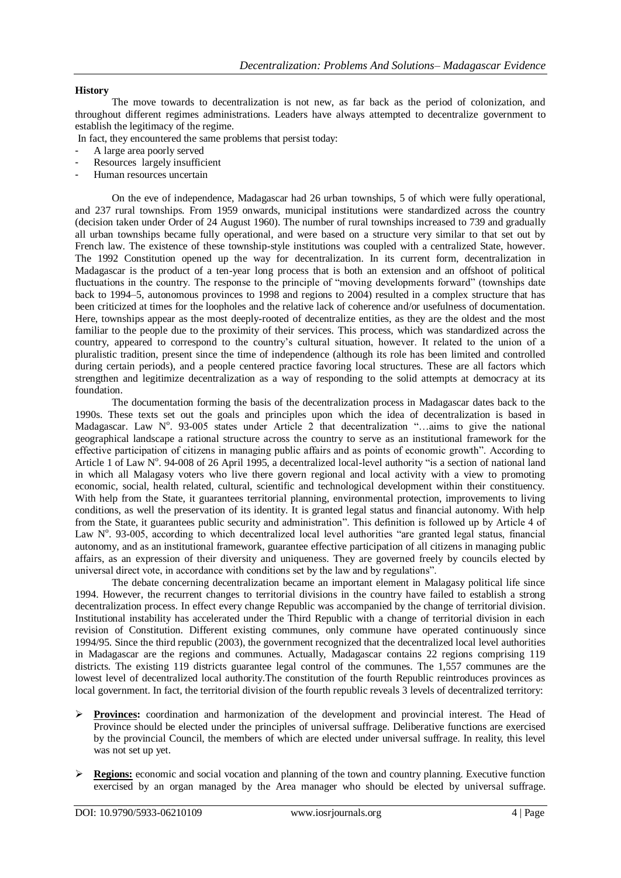**History**

The move towards to decentralization is not new, as far back as the period of colonization, and throughout different regimes administrations. Leaders have always attempted to decentralize government to establish the legitimacy of the regime.

In fact, they encountered the same problems that persist today:

- A large area poorly served
- Resources largely insufficient
- Human resources uncertain

On the eve of independence, Madagascar had 26 urban townships, 5 of which were fully operational, and 237 rural townships. From 1959 onwards, municipal institutions were standardized across the country (decision taken under Order of 24 August 1960). The number of rural townships increased to 739 and gradually all urban townships became fully operational, and were based on a structure very similar to that set out by French law. The existence of these township-style institutions was coupled with a centralized State, however. The 1992 Constitution opened up the way for decentralization. In its current form, decentralization in Madagascar is the product of a ten-year long process that is both an extension and an offshoot of political fluctuations in the country. The response to the principle of "moving developments forward" (townships date back to 1994–5, autonomous provinces to 1998 and regions to 2004) resulted in a complex structure that has been criticized at times for the loopholes and the relative lack of coherence and/or usefulness of documentation. Here, townships appear as the most deeply-rooted of decentralize entities, as they are the oldest and the most familiar to the people due to the proximity of their services. This process, which was standardized across the country, appeared to correspond to the country's cultural situation, however. It related to the union of a pluralistic tradition, present since the time of independence (although its role has been limited and controlled during certain periods), and a people centered practice favoring local structures. These are all factors which strengthen and legitimize decentralization as a way of responding to the solid attempts at democracy at its foundation.

The documentation forming the basis of the decentralization process in Madagascar dates back to the 1990s. These texts set out the goals and principles upon which the idea of decentralization is based in Madagascar. Law N°. 93-005 states under Article 2 that decentralization "…aims to give the national geographical landscape a rational structure across the country to serve as an institutional framework for the effective participation of citizens in managing public affairs and as points of economic growth". According to Article 1 of Law N°. 94-008 of 26 April 1995, a decentralized local-level authority "is a section of national land in which all Malagasy voters who live there govern regional and local activity with a view to promoting economic, social, health related, cultural, scientific and technological development within their constituency. With help from the State, it guarantees territorial planning, environmental protection, improvements to living conditions, as well the preservation of its identity. It is granted legal status and financial autonomy. With help from the State, it guarantees public security and administration". This definition is followed up by Article 4 of Law N°. 93-005, according to which decentralized local level authorities "are granted legal status, financial autonomy, and as an institutional framework, guarantee effective participation of all citizens in managing public affairs, as an expression of their diversity and uniqueness. They are governed freely by councils elected by universal direct vote, in accordance with conditions set by the law and by regulations".

The debate concerning decentralization became an important element in Malagasy political life since 1994. However, the recurrent changes to territorial divisions in the country have failed to establish a strong decentralization process. In effect every change Republic was accompanied by the change of territorial division. Institutional instability has accelerated under the Third Republic with a change of territorial division in each revision of Constitution. Different existing communes, only commune have operated continuously since 1994/95. Since the third republic (2003), the government recognized that the decentralized local level authorities in Madagascar are the regions and communes. Actually, Madagascar contains 22 regions comprising 119 districts. The existing 119 districts guarantee legal control of the communes. The 1,557 communes are the lowest level of decentralized local authority.The constitution of the fourth Republic reintroduces provinces as local government. In fact, the territorial division of the fourth republic reveals 3 levels of decentralized territory:

- **Provinces:** coordination and harmonization of the development and provincial interest. The Head of Province should be elected under the principles of universal suffrage. Deliberative functions are exercised by the provincial Council, the members of which are elected under universal suffrage. In reality, this level was not set up yet.

- **Regions:** economic and social vocation and planning of the town and country planning. Executive function exercised by an organ managed by the Area manager who should be elected by universal suffrage.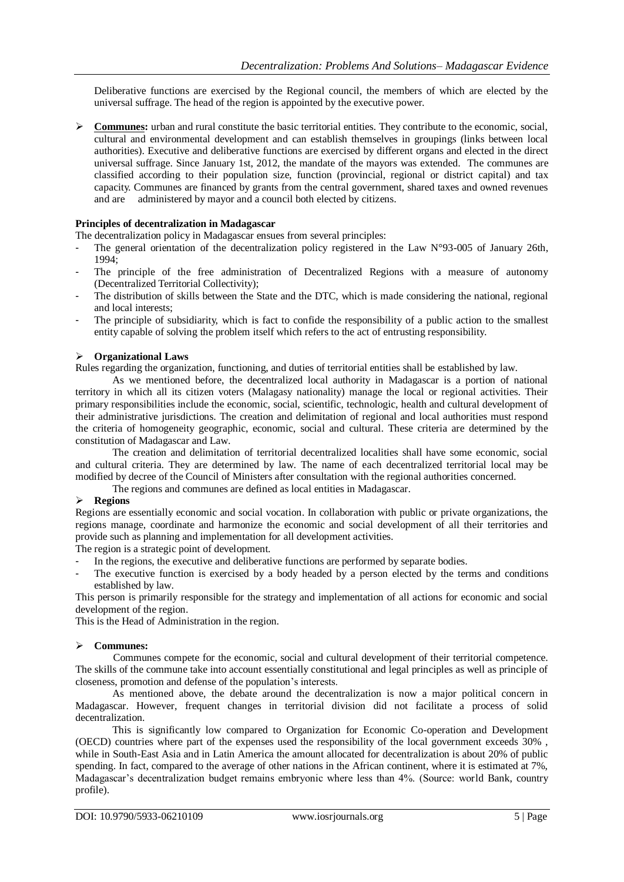Deliberative functions are exercised by the Regional council, the members of which are elected by the universal suffrage. The head of the region is appointed by the executive power.

- **Communes:** urban and rural constitute the basic territorial entities. They contribute to the economic, social, cultural and environmental development and can establish themselves in groupings (links between local authorities). Executive and deliberative functions are exercised by different organs and elected in the direct universal suffrage. Since January 1st, 2012, the mandate of the mayors was extended. The communes are classified according to their population size, function (provincial, regional or district capital) and tax capacity. Communes are financed by grants from the central government, shared taxes and owned revenues and are administered by mayor and a council both elected by citizens.

**Principles of decentralization in Madagascar**

The decentralization policy in Madagascar ensues from several principles:

- The general orientation of the decentralization policy registered in the Law N°93-005 of January 26th, 1994;
- The principle of the free administration of Decentralized Regions with a measure of autonomy (Decentralized Territorial Collectivity);
- The distribution of skills between the State and the DTC, which is made considering the national, regional and local interests;
- The principle of subsidiarity, which is fact to confide the responsibility of a public action to the smallest entity capable of solving the problem itself which refers to the act of entrusting responsibility.

- **Organizational Laws**

Rules regarding the organization, functioning, and duties of territorial entities shall be established by law.

As we mentioned before, the decentralized local authority in Madagascar is a portion of national territory in which all its citizen voters (Malagasy nationality) manage the local or regional activities. Their primary responsibilities include the economic, social, scientific, technologic, health and cultural development of their administrative jurisdictions. The creation and delimitation of regional and local authorities must respond the criteria of homogeneity geographic, economic, social and cultural. These criteria are determined by the constitution of Madagascar and Law.

The creation and delimitation of territorial decentralized localities shall have some economic, social and cultural criteria. They are determined by law. The name of each decentralized territorial local may be modified by decree of the Council of Ministers after consultation with the regional authorities concerned.

The regions and communes are defined as local entities in Madagascar.

- **Regions**

Regions are essentially economic and social vocation. In collaboration with public or private organizations, the regions manage, coordinate and harmonize the economic and social development of all their territories and provide such as planning and implementation for all development activities.

The region is a strategic point of development.

- In the regions, the executive and deliberative functions are performed by separate bodies.
- The executive function is exercised by a body headed by a person elected by the terms and conditions established by law.

This person is primarily responsible for the strategy and implementation of all actions for economic and social development of the region.

This is the Head of Administration in the region.

- **Communes:**

Communes compete for the economic, social and cultural development of their territorial competence. The skills of the commune take into account essentially constitutional and legal principles as well as principle of closeness, promotion and defense of the population's interests.

As mentioned above, the debate around the decentralization is now a major political concern in Madagascar. However, frequent changes in territorial division did not facilitate a process of solid decentralization.

This is significantly low compared to Organization for Economic Co-operation and Development (OECD) countries where part of the expenses used the responsibility of the local government exceeds 30% , while in South-East Asia and in Latin America the amount allocated for decentralization is about 20% of public spending. In fact, compared to the average of other nations in the African continent, where it is estimated at 7%, Madagascar's decentralization budget remains embryonic where less than 4%. (Source: world Bank, country profile).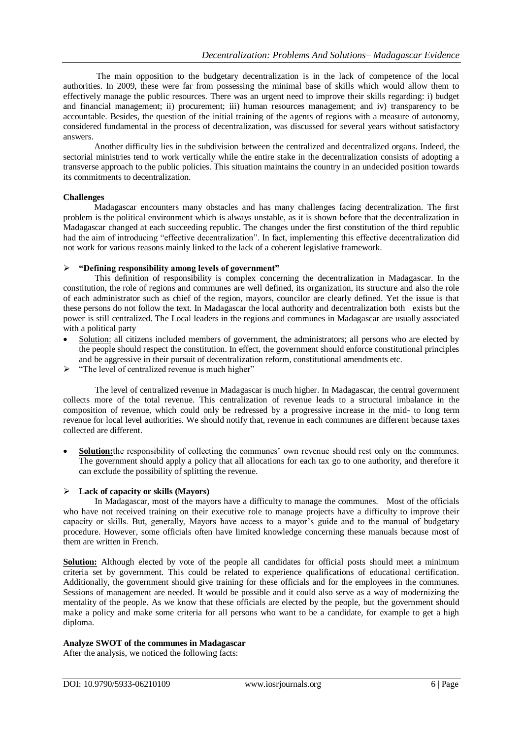The main opposition to the budgetary decentralization is in the lack of competence of the local authorities. In 2009, these were far from possessing the minimal base of skills which would allow them to effectively manage the public resources. There was an urgent need to improve their skills regarding: i) budget and financial management; ii) procurement; iii) human resources management; and iv) transparency to be accountable. Besides, the question of the initial training of the agents of regions with a measure of autonomy, considered fundamental in the process of decentralization, was discussed for several years without satisfactory answers.

Another difficulty lies in the subdivision between the centralized and decentralized organs. Indeed, the sectorial ministries tend to work vertically while the entire stake in the decentralization consists of adopting a transverse approach to the public policies. This situation maintains the country in an undecided position towards its commitments to decentralization.

**Challenges**

Madagascar encounters many obstacles and has many challenges facing decentralization. The first problem is the political environment which is always unstable, as it is shown before that the decentralization in Madagascar changed at each succeeding republic. The changes under the first constitution of the third republic had the aim of introducing "effective decentralization". In fact, implementing this effective decentralization did not work for various reasons mainly linked to the lack of a coherent legislative framework.

- **"Defining responsibility among levels of government"**

This definition of responsibility is complex concerning the decentralization in Madagascar. In the constitution, the role of regions and communes are well defined, its organization, its structure and also the role of each administrator such as chief of the region, mayors, councilor are clearly defined. Yet the issue is that these persons do not follow the text. In Madagascar the local authority and decentralization both exists but the power is still centralized. The Local leaders in the regions and communes in Madagascar are usually associated with a political party

- Solution: all citizens included members of government, the administrators; all persons who are elected by the people should respect the constitution. In effect, the government should enforce constitutional principles and be aggressive in their pursuit of decentralization reform, constitutional amendments etc.

- "The level of centralized revenue is much higher"

The level of centralized revenue in Madagascar is much higher. In Madagascar, the central government collects more of the total revenue. This centralization of revenue leads to a structural imbalance in the composition of revenue, which could only be redressed by a progressive increase in the mid- to long term revenue for local level authorities. We should notify that, revenue in each communes are different because taxes collected are different.

- **Solution:**the responsibility of collecting the communes' own revenue should rest only on the communes. The government should apply a policy that all allocations for each tax go to one authority, and therefore it can exclude the possibility of splitting the revenue.

- **Lack of capacity or skills (Mayors)**

In Madagascar, most of the mayors have a difficulty to manage the communes. Most of the officials who have not received training on their executive role to manage projects have a difficulty to improve their capacity or skills. But, generally, Mayors have access to a mayor's guide and to the manual of budgetary procedure. However, some officials often have limited knowledge concerning these manuals because most of them are written in French.

**Solution:** Although elected by vote of the people all candidates for official posts should meet a minimum criteria set by government. This could be related to experience qualifications of educational certification. Additionally, the government should give training for these officials and for the employees in the communes. Sessions of management are needed. It would be possible and it could also serve as a way of modernizing the mentality of the people. As we know that these officials are elected by the people, but the government should make a policy and make some criteria for all persons who want to be a candidate, for example to get a high diploma.

**Analyze SWOT of the communes in Madagascar**

After the analysis, we noticed the following facts: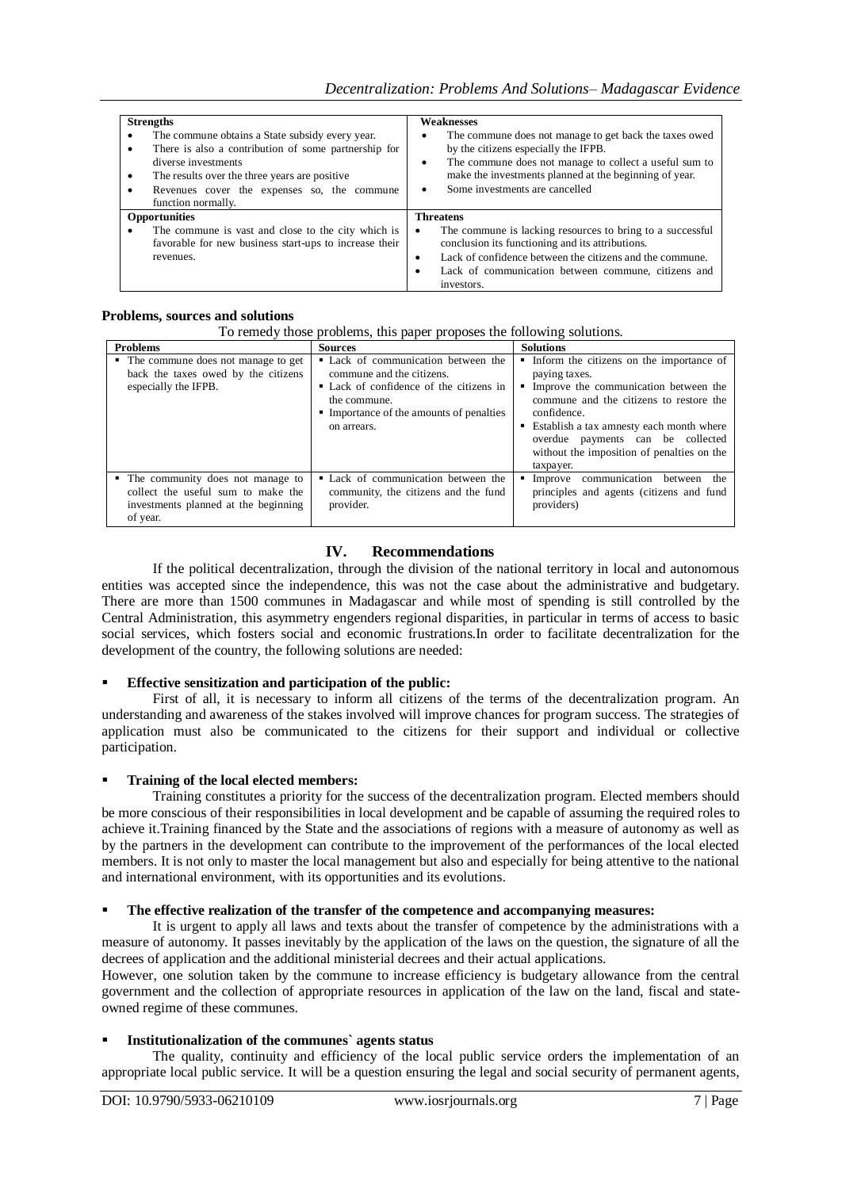| Strengths | Weaknesses |
| --- | --- |
| • The commune obtains a State subsidy every year.<br>• There is also a contribution of some partnership for diverse investments<br>• The results over the three years are positive<br>• Revenues cover the expenses so, the commune function normally. | • The commune does not manage to get back the taxes owed by the citizens especially the IFPB.<br>• The commune does not manage to collect a useful sum to make the investments planned at the beginning of year.<br>• Some investments are cancelled |
| **Opportunities** | **Threatens** |
| • The commune is vast and close to the city which is favorable for new business start-ups to increase their revenues. | • The commune is lacking resources to bring to a successful conclusion its functioning and its attributions.<br>• Lack of confidence between the citizens and the commune.<br>• Lack of communication between commune, citizens and investors. |

**Problems, sources and solutions**

To remedy those problems, this paper proposes the following solutions.

| Problems | Sources | Solutions |
| --- | --- | --- |
| ▪ The commune does not manage to get back the taxes owed by the citizens especially the IFPB. | ▪ Lack of communication between the commune and the citizens.<br>▪ Lack of confidence of the citizens in the commune.<br>▪ Importance of the amounts of penalties on arrears. | ▪ Inform the citizens on the importance of paying taxes.<br>▪ Improve the communication between the commune and the citizens to restore the confidence.<br>▪ Establish a tax amnesty each month where overdue payments can be collected without the imposition of penalties on the taxpayer. |
| ▪ The community does not manage to collect the useful sum to make the investments planned at the beginning of year. | ▪ Lack of communication between the community, the citizens and the fund provider. | ▪ Improve communication between the principles and agents (citizens and fund providers) |

## IV. Recommendations

If the political decentralization, through the division of the national territory in local and autonomous entities was accepted since the independence, this was not the case about the administrative and budgetary. There are more than 1500 communes in Madagascar and while most of spending is still controlled by the Central Administration, this asymmetry engenders regional disparities, in particular in terms of access to basic social services, which fosters social and economic frustrations.In order to facilitate decentralization for the development of the country, the following solutions are needed:

- **Effective sensitization and participation of the public:**

First of all, it is necessary to inform all citizens of the terms of the decentralization program. An understanding and awareness of the stakes involved will improve chances for program success. The strategies of application must also be communicated to the citizens for their support and individual or collective participation.

- **Training of the local elected members:**

Training constitutes a priority for the success of the decentralization program. Elected members should be more conscious of their responsibilities in local development and be capable of assuming the required roles to achieve it.Training financed by the State and the associations of regions with a measure of autonomy as well as by the partners in the development can contribute to the improvement of the performances of the local elected members. It is not only to master the local management but also and especially for being attentive to the national and international environment, with its opportunities and its evolutions.

- **The effective realization of the transfer of the competence and accompanying measures:**

It is urgent to apply all laws and texts about the transfer of competence by the administrations with a measure of autonomy. It passes inevitably by the application of the laws on the question, the signature of all the decrees of application and the additional ministerial decrees and their actual applications.

However, one solution taken by the commune to increase efficiency is budgetary allowance from the central government and the collection of appropriate resources in application of the law on the land, fiscal and state-owned regime of these communes.

- **Institutionalization of the communes` agents status**

The quality, continuity and efficiency of the local public service orders the implementation of an appropriate local public service. It will be a question ensuring the legal and social security of permanent agents,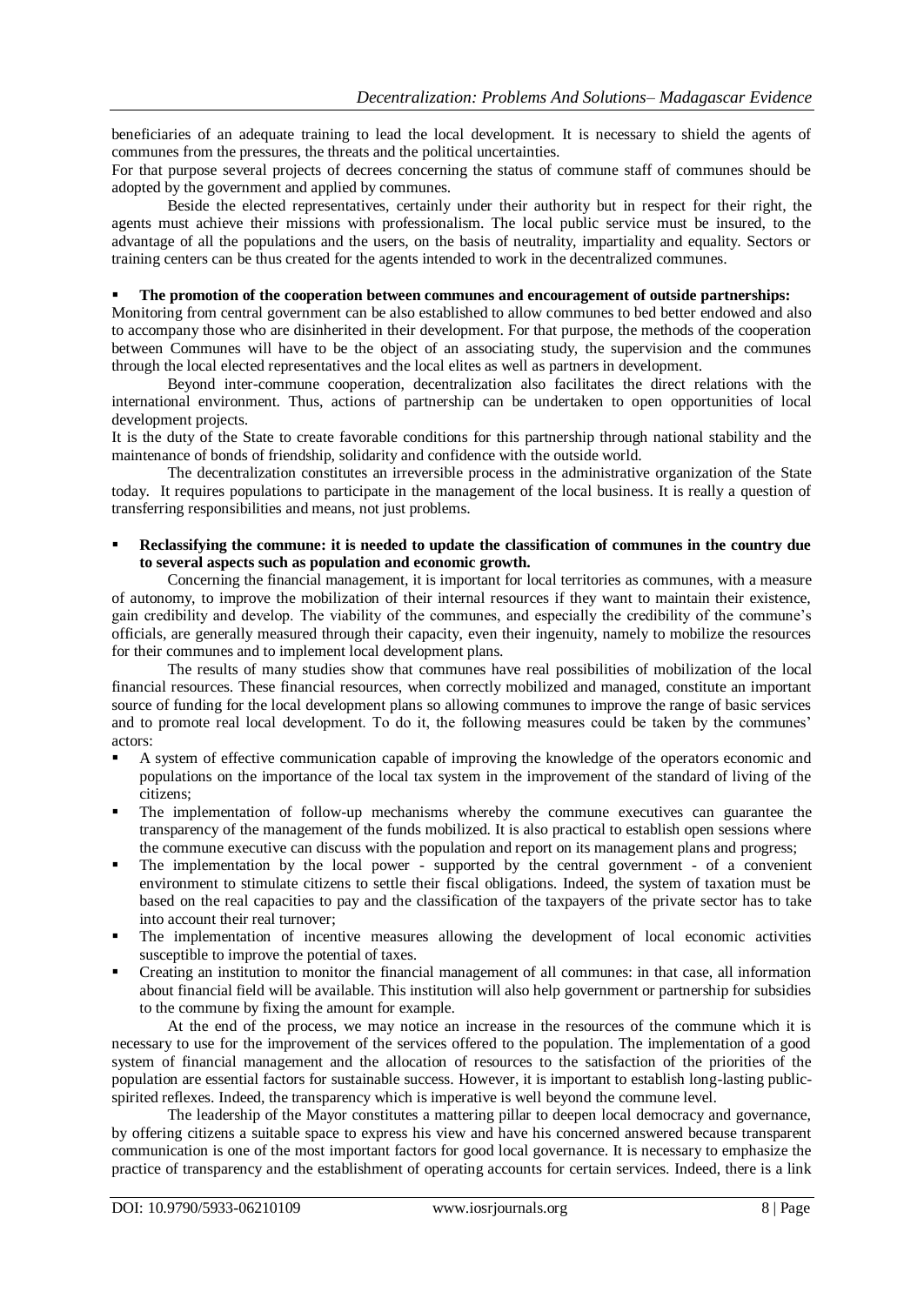beneficiaries of an adequate training to lead the local development. It is necessary to shield the agents of communes from the pressures, the threats and the political uncertainties.

For that purpose several projects of decrees concerning the status of commune staff of communes should be adopted by the government and applied by communes.

Beside the elected representatives, certainly under their authority but in respect for their right, the agents must achieve their missions with professionalism. The local public service must be insured, to the advantage of all the populations and the users, on the basis of neutrality, impartiality and equality. Sectors or training centers can be thus created for the agents intended to work in the decentralized communes.

- **The promotion of the cooperation between communes and encouragement of outside partnerships:**

Monitoring from central government can be also established to allow communes to bed better endowed and also to accompany those who are disinherited in their development. For that purpose, the methods of the cooperation between Communes will have to be the object of an associating study, the supervision and the communes through the local elected representatives and the local elites as well as partners in development.

Beyond inter-commune cooperation, decentralization also facilitates the direct relations with the international environment. Thus, actions of partnership can be undertaken to open opportunities of local development projects.

It is the duty of the State to create favorable conditions for this partnership through national stability and the maintenance of bonds of friendship, solidarity and confidence with the outside world.

The decentralization constitutes an irreversible process in the administrative organization of the State today. It requires populations to participate in the management of the local business. It is really a question of transferring responsibilities and means, not just problems.

- **Reclassifying the commune: it is needed to update the classification of communes in the country due to several aspects such as population and economic growth.**

Concerning the financial management, it is important for local territories as communes, with a measure of autonomy, to improve the mobilization of their internal resources if they want to maintain their existence, gain credibility and develop. The viability of the communes, and especially the credibility of the commune's officials, are generally measured through their capacity, even their ingenuity, namely to mobilize the resources for their communes and to implement local development plans.

The results of many studies show that communes have real possibilities of mobilization of the local financial resources. These financial resources, when correctly mobilized and managed, constitute an important source of funding for the local development plans so allowing communes to improve the range of basic services and to promote real local development. To do it, the following measures could be taken by the communes' actors:

- A system of effective communication capable of improving the knowledge of the operators economic and populations on the importance of the local tax system in the improvement of the standard of living of the citizens;
- The implementation of follow-up mechanisms whereby the commune executives can guarantee the transparency of the management of the funds mobilized. It is also practical to establish open sessions where the commune executive can discuss with the population and report on its management plans and progress;
- The implementation by the local power - supported by the central government - of a convenient environment to stimulate citizens to settle their fiscal obligations. Indeed, the system of taxation must be based on the real capacities to pay and the classification of the taxpayers of the private sector has to take into account their real turnover;
- The implementation of incentive measures allowing the development of local economic activities susceptible to improve the potential of taxes.
- Creating an institution to monitor the financial management of all communes: in that case, all information about financial field will be available. This institution will also help government or partnership for subsidies to the commune by fixing the amount for example.

At the end of the process, we may notice an increase in the resources of the commune which it is necessary to use for the improvement of the services offered to the population. The implementation of a good system of financial management and the allocation of resources to the satisfaction of the priorities of the population are essential factors for sustainable success. However, it is important to establish long-lasting public-spirited reflexes. Indeed, the transparency which is imperative is well beyond the commune level.

The leadership of the Mayor constitutes a mattering pillar to deepen local democracy and governance, by offering citizens a suitable space to express his view and have his concerned answered because transparent communication is one of the most important factors for good local governance. It is necessary to emphasize the practice of transparency and the establishment of operating accounts for certain services. Indeed, there is a link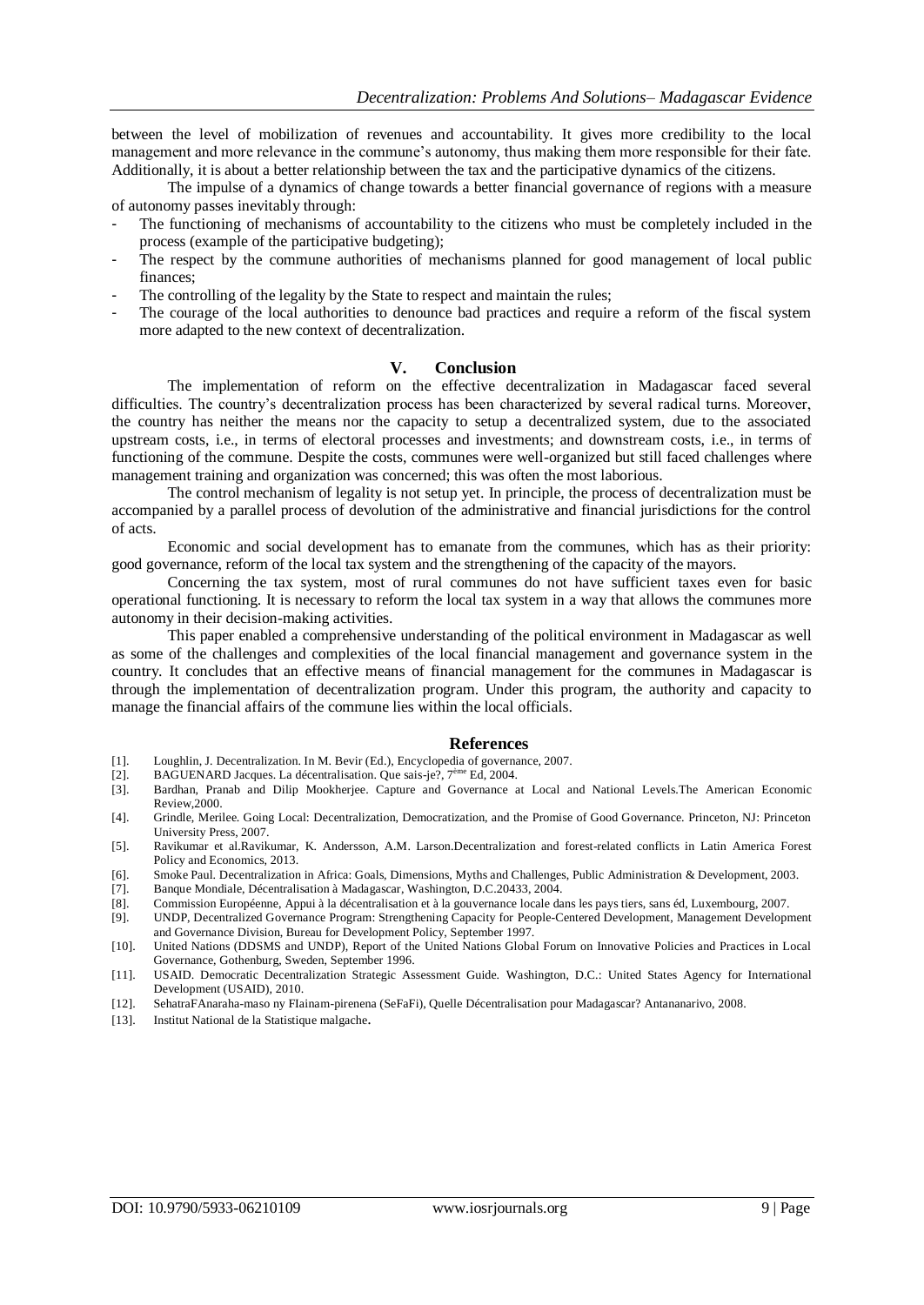between the level of mobilization of revenues and accountability. It gives more credibility to the local management and more relevance in the commune's autonomy, thus making them more responsible for their fate. Additionally, it is about a better relationship between the tax and the participative dynamics of the citizens.

The impulse of a dynamics of change towards a better financial governance of regions with a measure of autonomy passes inevitably through:

- The functioning of mechanisms of accountability to the citizens who must be completely included in the process (example of the participative budgeting);
- The respect by the commune authorities of mechanisms planned for good management of local public finances;
- The controlling of the legality by the State to respect and maintain the rules;
- The courage of the local authorities to denounce bad practices and require a reform of the fiscal system more adapted to the new context of decentralization.

## V. Conclusion

The implementation of reform on the effective decentralization in Madagascar faced several difficulties. The country's decentralization process has been characterized by several radical turns. Moreover, the country has neither the means nor the capacity to setup a decentralized system, due to the associated upstream costs, i.e., in terms of electoral processes and investments; and downstream costs, i.e., in terms of functioning of the commune. Despite the costs, communes were well-organized but still faced challenges where management training and organization was concerned; this was often the most laborious.

The control mechanism of legality is not setup yet. In principle, the process of decentralization must be accompanied by a parallel process of devolution of the administrative and financial jurisdictions for the control of acts.

Economic and social development has to emanate from the communes, which has as their priority: good governance, reform of the local tax system and the strengthening of the capacity of the mayors.

Concerning the tax system, most of rural communes do not have sufficient taxes even for basic operational functioning. It is necessary to reform the local tax system in a way that allows the communes more autonomy in their decision-making activities.

This paper enabled a comprehensive understanding of the political environment in Madagascar as well as some of the challenges and complexities of the local financial management and governance system in the country. It concludes that an effective means of financial management for the communes in Madagascar is through the implementation of decentralization program. Under this program, the authority and capacity to manage the financial affairs of the commune lies within the local officials.

## References

[1]. Loughlin, J. Decentralization. In M. Bevir (Ed.), Encyclopedia of governance, 2007.

[2]. BAGUENARD Jacques. La décentralisation. Que sais-je?, 7ème Ed, 2004.

[3]. Bardhan, Pranab and Dilip Mookherjee. Capture and Governance at Local and National Levels.The American Economic Review,2000.

[4]. Grindle, Merilee. Going Local: Decentralization, Democratization, and the Promise of Good Governance. Princeton, NJ: Princeton University Press, 2007.

[5]. Ravikumar et al.Ravikumar, K. Andersson, A.M. Larson.Decentralization and forest-related conflicts in Latin America Forest Policy and Economics, 2013.

[6]. Smoke Paul. Decentralization in Africa: Goals, Dimensions, Myths and Challenges, Public Administration & Development, 2003.

[7]. Banque Mondiale, Décentralisation à Madagascar, Washington, D.C.20433, 2004.

[8]. Commission Européenne, Appui à la décentralisation et à la gouvernance locale dans les pays tiers, sans éd, Luxembourg, 2007.

[9]. UNDP, Decentralized Governance Program: Strengthening Capacity for People-Centered Development, Management Development and Governance Division, Bureau for Development Policy, September 1997.

[10]. United Nations (DDSMS and UNDP), Report of the United Nations Global Forum on Innovative Policies and Practices in Local Governance, Gothenburg, Sweden, September 1996.

[11]. USAID. Democratic Decentralization Strategic Assessment Guide. Washington, D.C.: United States Agency for International Development (USAID), 2010.

[12]. SehatraFAnaraha-maso ny FIainam-pirenena (SeFaFi), Quelle Décentralisation pour Madagascar? Antananarivo, 2008.

[13]. Institut National de la Statistique malgache.